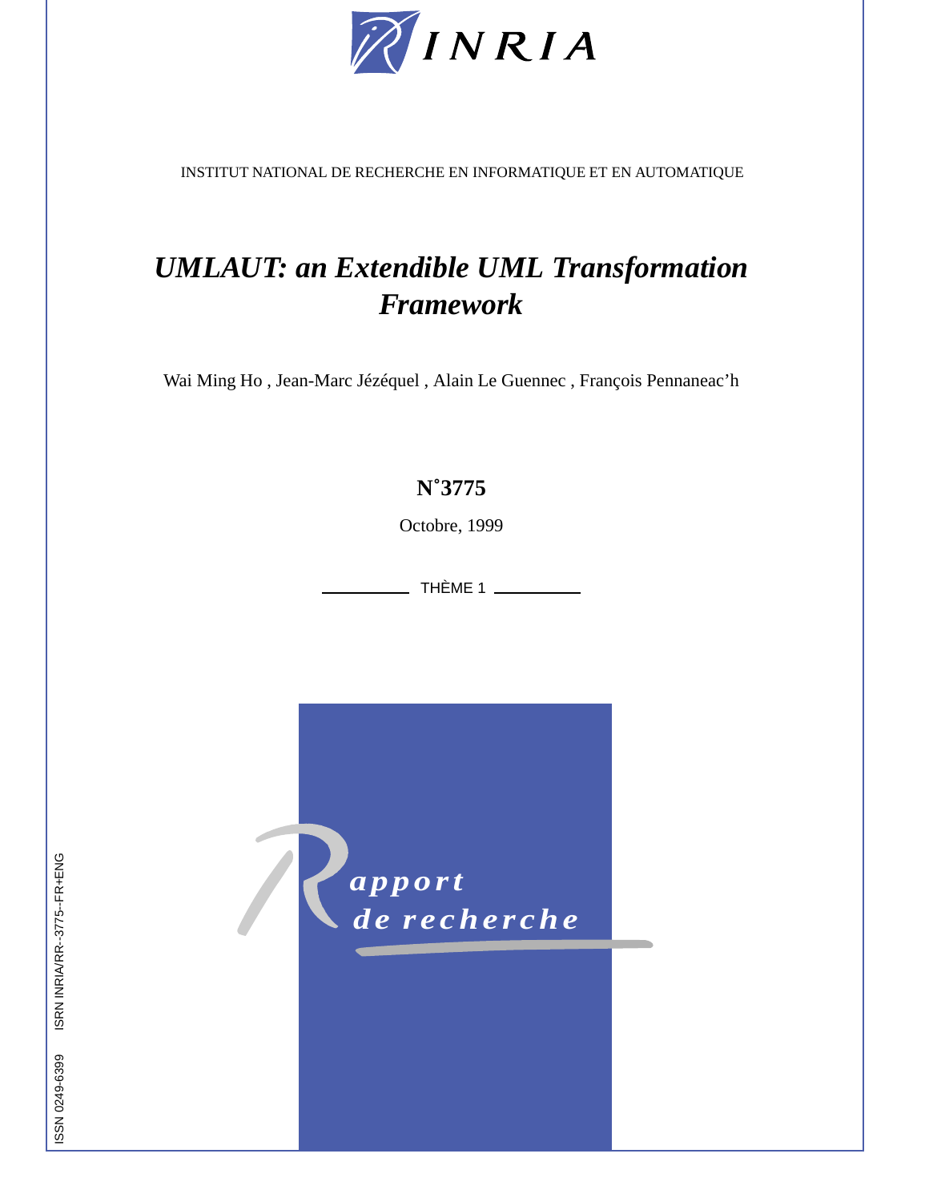INRIA

INSTITUT NATIONAL DE RECHERCHE EN INFORMATIQUE ET EN AUTOMATIQUE

# *UMLAUT: an Extendible UML Transformation Framework*

Wai Ming Ho , Jean-Marc Jézéquel , Alain Le Guennec , François Pennaneac'h

**N˚3775**

Octobre, 1999

THÈME 1

*Rapport de recherche*

ISSN 0249-6399 ISRN INRIA/RR--3775--FR+ENG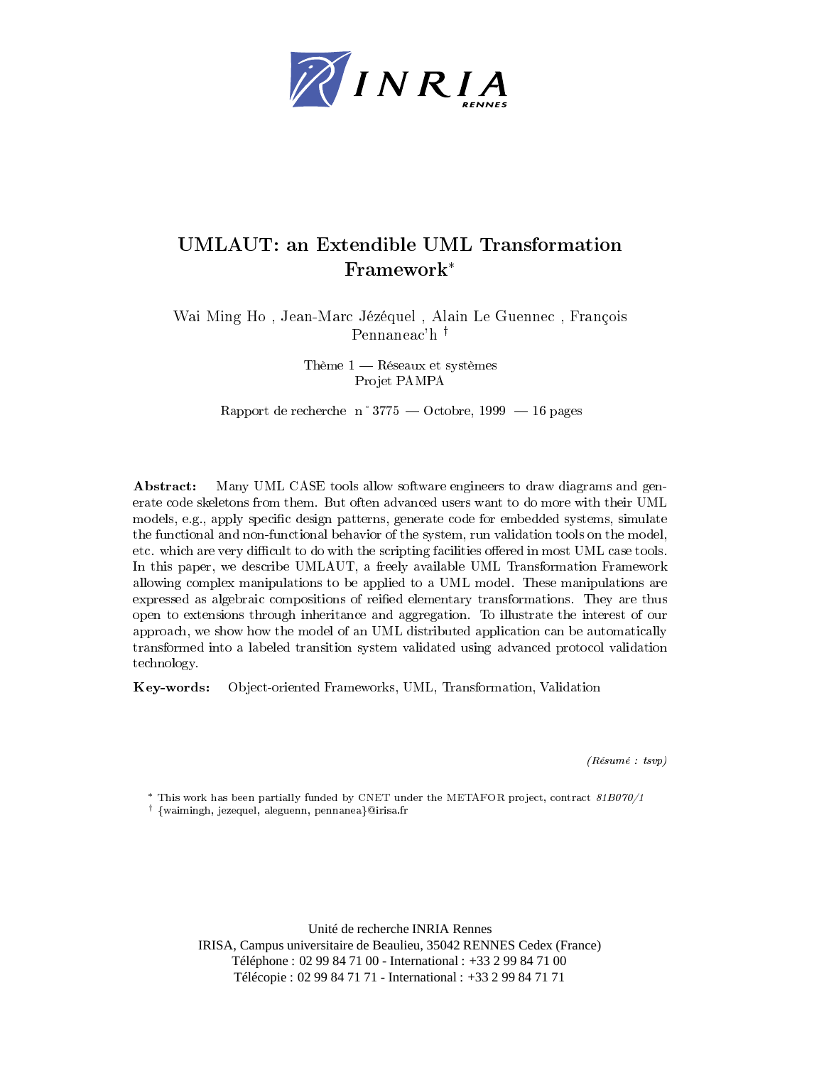INRIA RENNES

# UMLAUT: an Extendible UML Transformation Framework*

Wai Ming Ho , Jean-Marc Jézéquel , Alain Le Guennec , François Pennaneac'h †

Thème 1 — Réseaux et systèmes
Projet PAMPA

Rapport de recherche n° 3775 — Octobre, 1999 — 16 pages

**Abstract:** Many UML CASE tools allow software engineers to draw diagrams and generate code skeletons from them. But often advanced users want to do more with their UML models, e.g., apply specific design patterns, generate code for embedded systems, simulate the functional and non-functional behavior of the system, run validation tools on the model, etc. which are very difficult to do with the scripting facilities offered in most UML case tools. In this paper, we describe UMLAUT, a freely available UML Transformation Framework allowing complex manipulations to be applied to a UML model. These manipulations are expressed as algebraic compositions of reified elementary transformations. They are thus open to extensions through inheritance and aggregation. To illustrate the interest of our approach, we show how the model of an UML distributed application can be automatically transformed into a labeled transition system validated using advanced protocol validation technology.

**Key-words:** Object-oriented Frameworks, UML, Transformation, Validation

*(Résumé : tsvp)*

\* This work has been partially funded by CNET under the METAFOR project, contract *81B070/1*

† {waimingh, jezequel, aleguenn, pennanea}@irisa.fr

Unité de recherche INRIA Rennes
IRISA, Campus universitaire de Beaulieu, 35042 RENNES Cedex (France)
Téléphone : 02 99 84 71 00 - International : +33 2 99 84 71 00
Télécopie : 02 99 84 71 71 - International : +33 2 99 84 71 71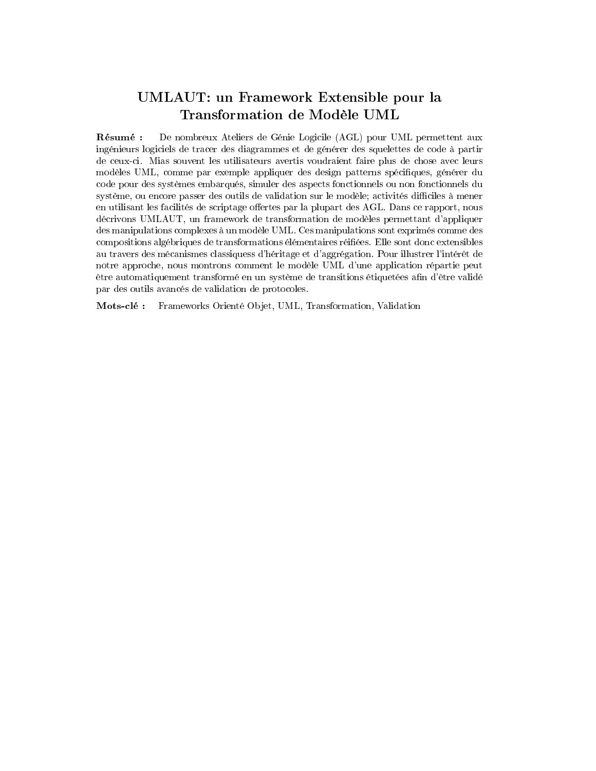# UMLAUT: un Framework Extensible pour la Transformation de Modèle UML

**Résumé :** De nombreux Ateliers de Génie Logicile (AGL) pour UML permettent aux ingénieurs logiciels de tracer des diagrammes et de générer des squelettes de code à partir de ceux-ci. Mias souvent les utilisateurs avertis voudraient faire plus de chose avec leurs modèles UML, comme par exemple appliquer des design patterns spécifiques, générer du code pour des systèmes embarqués, simuler des aspects fonctionnels ou non fonctionnels du système, ou encore passer des outils de validation sur le modèle; activités difficiles à mener en utilisant les facilités de scriptage offertes par la plupart des AGL. Dans ce rapport, nous décrivons UMLAUT, un framework de transformation de modèles permettant d'appliquer des manipulations complexes à un modèle UML. Ces manipulations sont exprimés comme des compositions algébriques de transformations élémentaires réifiées. Elle sont donc extensibles au travers des mécanismes classiquess d'héritage et d'aggrégation. Pour illustrer l'intérêt de notre approche, nous montrons comment le modèle UML d'une application répartie peut être automatiquement transformé en un système de transitions étiquetées afin d'être validé par des outils avancés de validation de protocoles.

**Mots-clé :** Frameworks Orienté Objet, UML, Transformation, Validation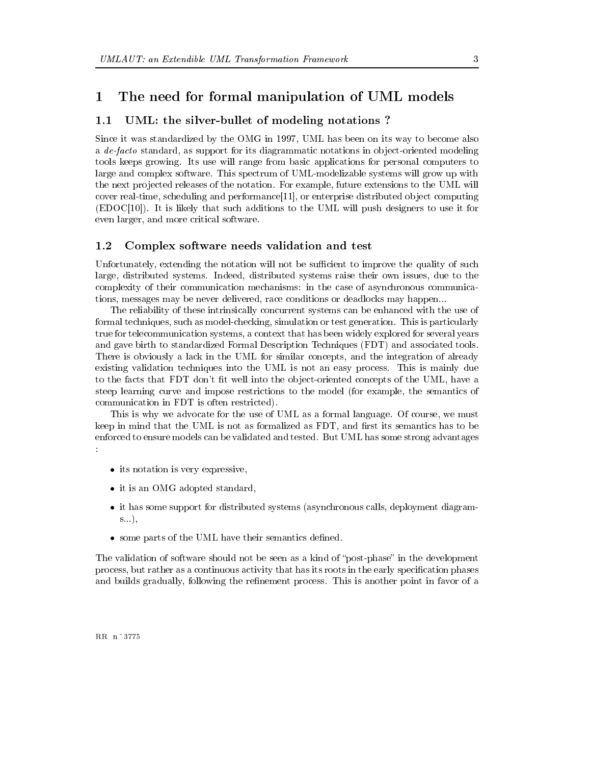# 1 The need for formal manipulation of UML models

## 1.1 UML: the silver-bullet of modeling notations ?

Since it was standardized by the OMG in 1997, UML has been on its way to become also a *de-facto* standard, as support for its diagrammatic notations in object-oriented modeling tools keeps growing. Its use will range from basic applications for personal computers to large and complex software. This spectrum of UML-modelizable systems will grow up with the next projected releases of the notation. For example, future extensions to the UML will cover real-time, scheduling and performance[11], or enterprise distributed object computing (EDOC[10]). It is likely that such additions to the UML will push designers to use it for even larger, and more critical software.

## 1.2 Complex software needs validation and test

Unfortunately, extending the notation will not be sufficient to improve the quality of such large, distributed systems. Indeed, distributed systems raise their own issues, due to the complexity of their communication mechanisms: in the case of asynchronous communications, messages may be never delivered, race conditions or deadlocks may happen...

The reliability of these intrinsically concurrent systems can be enhanced with the use of formal techniques, such as model-checking, simulation or test generation. This is particularly true for telecommunication systems, a context that has been widely explored for several years and gave birth to standardized Formal Description Techniques (FDT) and associated tools. There is obviously a lack in the UML for similar concepts, and the integration of already existing validation techniques into the UML is not an easy process. This is mainly due to the facts that FDT don't fit well into the object-oriented concepts of the UML, have a steep learning curve and impose restrictions to the model (for example, the semantics of communication in FDT is often restricted).

This is why we advocate for the use of UML as a formal language. Of course, we must keep in mind that the UML is not as formalized as FDT, and first its semantics has to be enforced to ensure models can be validated and tested. But UML has some strong advantages :

- its notation is very expressive,
- it is an OMG adopted standard,
- it has some support for distributed systems (asynchronous calls, deployment diagrams...),
- some parts of the UML have their semantics defined.

The validation of software should not be seen as a kind of "post-phase" in the development process, but rather as a continuous activity that has its roots in the early specification phases and builds gradually, following the refinement process. This is another point in favor of a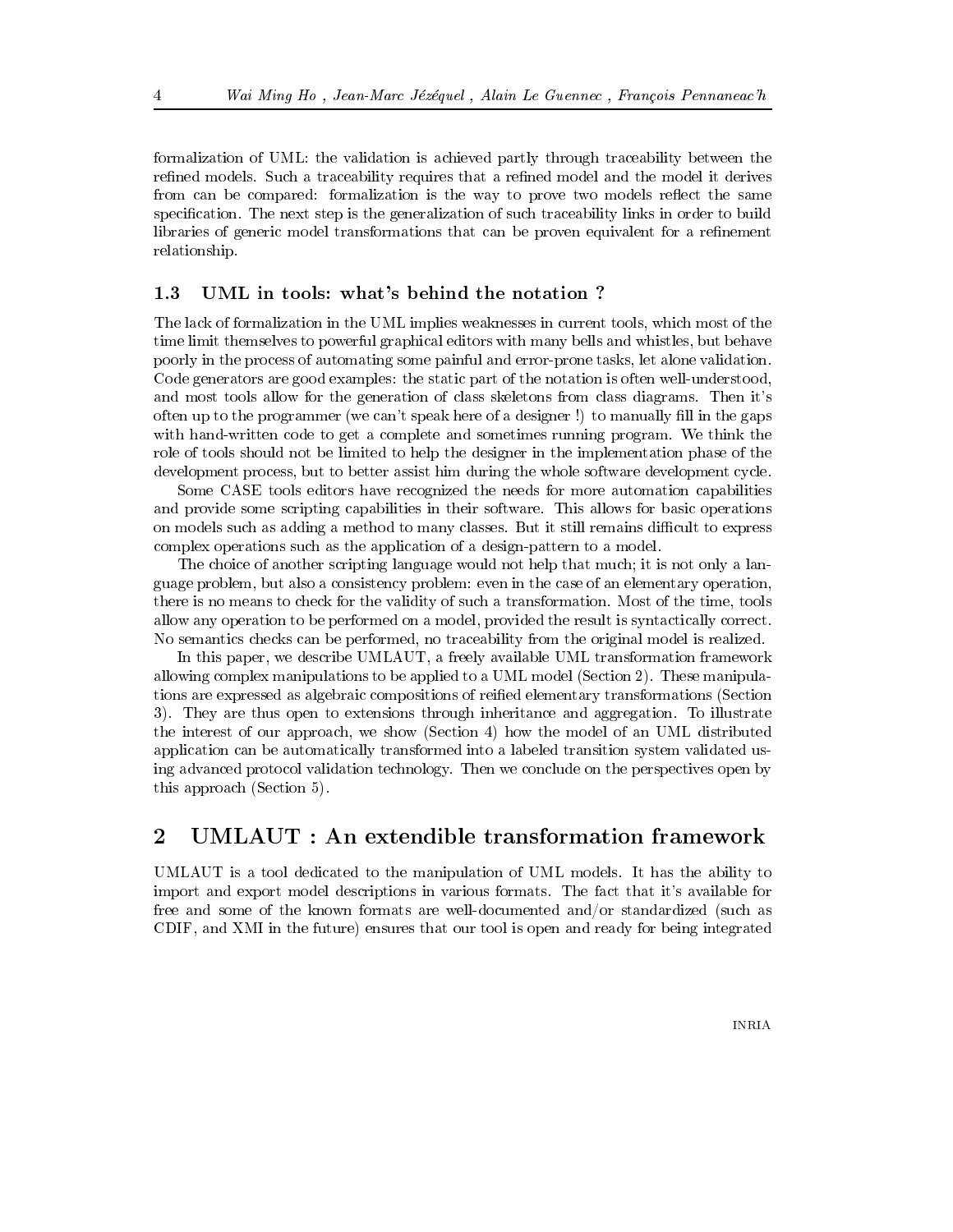formalization of UML: the validation is achieved partly through traceability between the refined models. Such a traceability requires that a refined model and the model it derives from can be compared: formalization is the way to prove two models reflect the same specification. The next step is the generalization of such traceability links in order to build libraries of generic model transformations that can be proven equivalent for a refinement relationship.

### 1.3 UML in tools: what's behind the notation ?

The lack of formalization in the UML implies weaknesses in current tools, which most of the time limit themselves to powerful graphical editors with many bells and whistles, but behave poorly in the process of automating some painful and error-prone tasks, let alone validation. Code generators are good examples: the static part of the notation is often well-understood, and most tools allow for the generation of class skeletons from class diagrams. Then it's often up to the programmer (we can't speak here of a designer !) to manually fill in the gaps with hand-written code to get a complete and sometimes running program. We think the role of tools should not be limited to help the designer in the implementation phase of the development process, but to better assist him during the whole software development cycle.

Some CASE tools editors have recognized the needs for more automation capabilities and provide some scripting capabilities in their software. This allows for basic operations on models such as adding a method to many classes. But it still remains difficult to express complex operations such as the application of a design-pattern to a model.

The choice of another scripting language would not help that much; it is not only a language problem, but also a consistency problem: even in the case of an elementary operation, there is no means to check for the validity of such a transformation. Most of the time, tools allow any operation to be performed on a model, provided the result is syntactically correct. No semantics checks can be performed, no traceability from the original model is realized.

In this paper, we describe UMLAUT, a freely available UML transformation framework allowing complex manipulations to be applied to a UML model (Section 2). These manipulations are expressed as algebraic compositions of reified elementary transformations (Section 3). They are thus open to extensions through inheritance and aggregation. To illustrate the interest of our approach, we show (Section 4) how the model of an UML distributed application can be automatically transformed into a labeled transition system validated using advanced protocol validation technology. Then we conclude on the perspectives open by this approach (Section 5).

## 2 UMLAUT : An extendible transformation framework

UMLAUT is a tool dedicated to the manipulation of UML models. It has the ability to import and export model descriptions in various formats. The fact that it's available for free and some of the known formats are well-documented and/or standardized (such as CDIF, and XMI in the future) ensures that our tool is open and ready for being integrated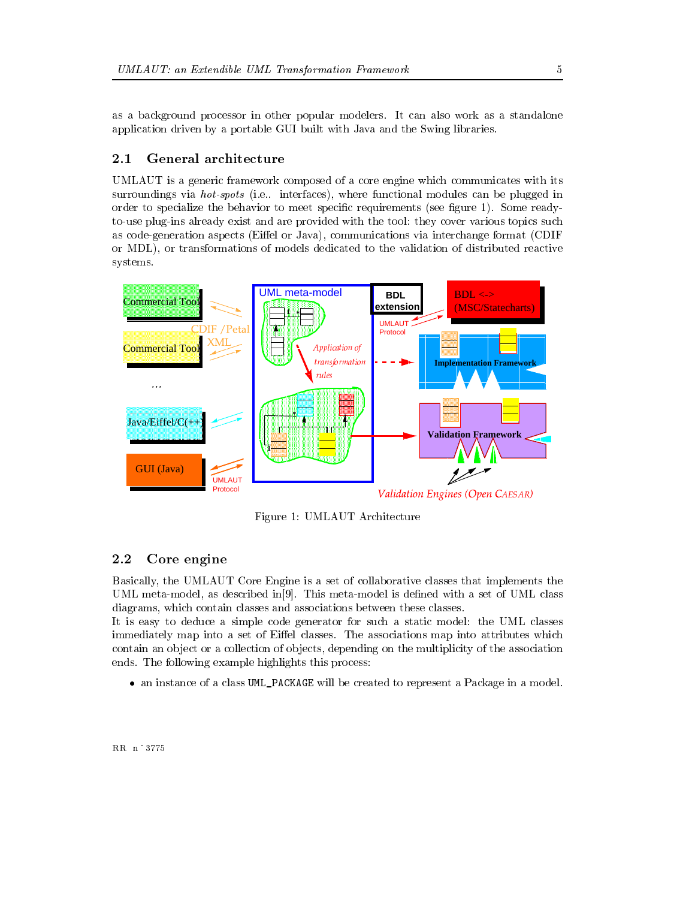as a background processor in other popular modelers. It can also work as a standalone application driven by a portable GUI built with Java and the Swing libraries.

### 2.1 General architecture

UMLAUT is a generic framework composed of a core engine which communicates with its surroundings via *hot-spots* (i.e.. interfaces), where functional modules can be plugged in order to specialize the behavior to meet specific requirements (see figure 1). Some ready-to-use plug-ins already exist and are provided with the tool: they cover various topics such as code-generation aspects (Eiffel or Java), communications via interchange format (CDIF or MDL), or transformations of models dedicated to the validation of distributed reactive systems.

Figure 1: UMLAUT Architecture

### 2.2 Core engine

Basically, the UMLAUT Core Engine is a set of collaborative classes that implements the UML meta-model, as described in[9]. This meta-model is defined with a set of UML class diagrams, which contain classes and associations between these classes.
It is easy to deduce a simple code generator for such a static model: the UML classes immediately map into a set of Eiffel classes. The associations map into attributes which contain an object or a collection of objects, depending on the multiplicity of the association ends. The following example highlights this process:

- an instance of a class UML_PACKAGE will be created to represent a Package in a model.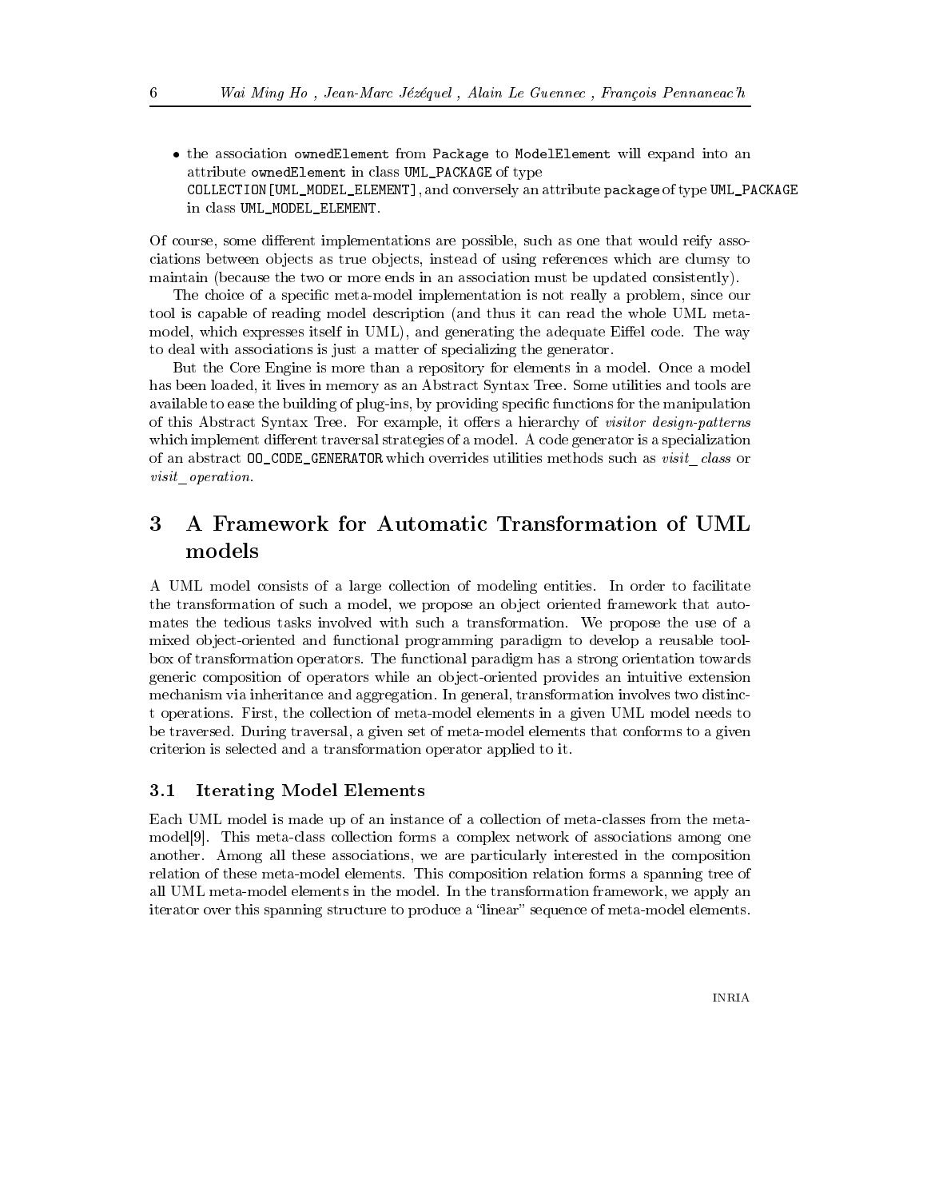- the association `ownedElement` from `Package` to `ModelElement` will expand into an attribute `ownedElement` in class `UML_PACKAGE` of type `COLLECTION[UML_MODEL_ELEMENT]`, and conversely an attribute `package` of type `UML_PACKAGE` in class `UML_MODEL_ELEMENT`.

Of course, some different implementations are possible, such as one that would reify associations between objects as true objects, instead of using references which are clumsy to maintain (because the two or more ends in an association must be updated consistently).

The choice of a specific meta-model implementation is not really a problem, since our tool is capable of reading model description (and thus it can read the whole UML meta-model, which expresses itself in UML), and generating the adequate Eiffel code. The way to deal with associations is just a matter of specializing the generator.

But the Core Engine is more than a repository for elements in a model. Once a model has been loaded, it lives in memory as an Abstract Syntax Tree. Some utilities and tools are available to ease the building of plug-ins, by providing specific functions for the manipulation of this Abstract Syntax Tree. For example, it offers a hierarchy of *visitor design-patterns* which implement different traversal strategies of a model. A code generator is a specialization of an abstract `OO_CODE_GENERATOR` which overrides utilities methods such as *visit_class* or *visit_operation*.

# 3 A Framework for Automatic Transformation of UML models

A UML model consists of a large collection of modeling entities. In order to facilitate the transformation of such a model, we propose an object oriented framework that automates the tedious tasks involved with such a transformation. We propose the use of a mixed object-oriented and functional programming paradigm to develop a reusable toolbox of transformation operators. The functional paradigm has a strong orientation towards generic composition of operators while an object-oriented provides an intuitive extension mechanism via inheritance and aggregation. In general, transformation involves two distinct operations. First, the collection of meta-model elements in a given UML model needs to be traversed. During traversal, a given set of meta-model elements that conforms to a given criterion is selected and a transformation operator applied to it.

## 3.1 Iterating Model Elements

Each UML model is made up of an instance of a collection of meta-classes from the meta-model[9]. This meta-class collection forms a complex network of associations among one another. Among all these associations, we are particularly interested in the composition relation of these meta-model elements. This composition relation forms a spanning tree of all UML meta-model elements in the model. In the transformation framework, we apply an iterator over this spanning structure to produce a "linear" sequence of meta-model elements.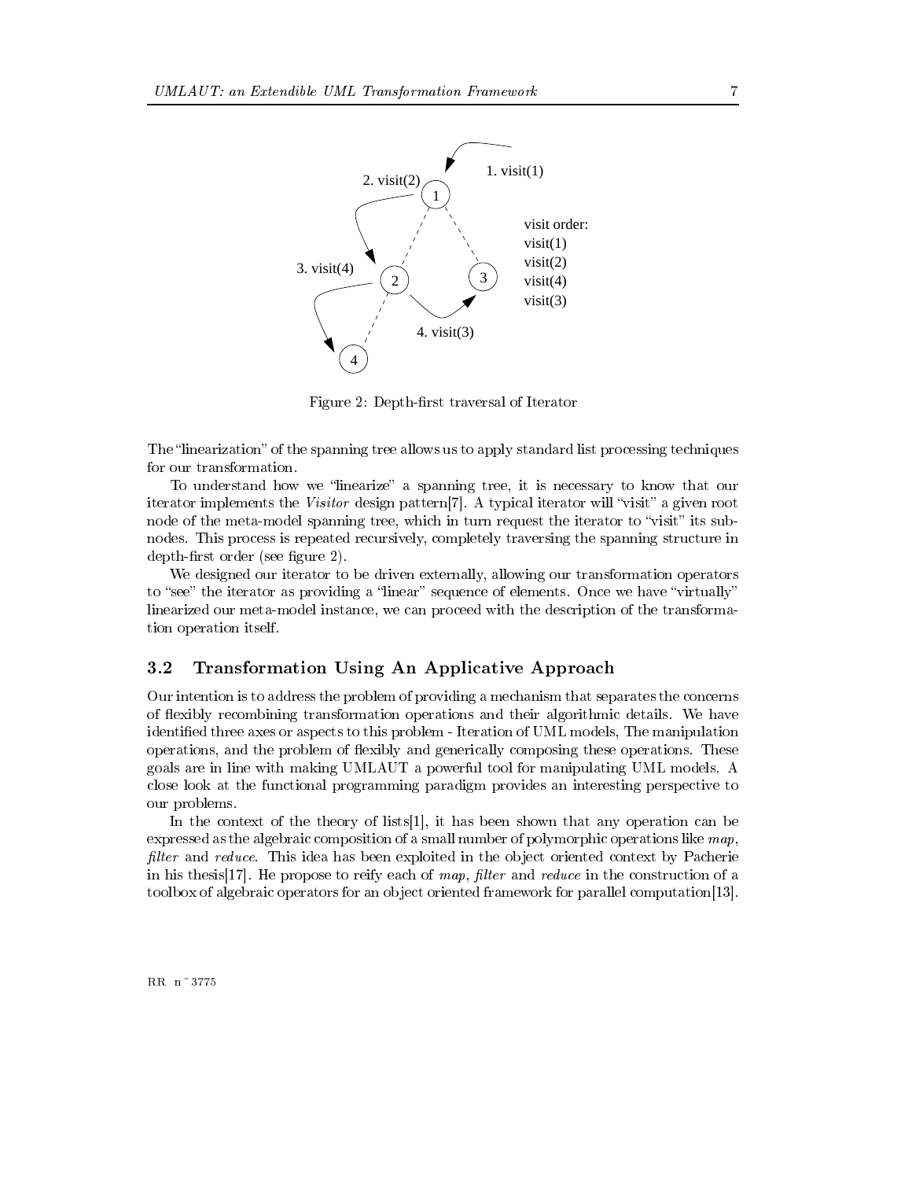Figure 2: Depth-first traversal of Iterator

The "linearization" of the spanning tree allows us to apply standard list processing techniques for our transformation.

To understand how we "linearize" a spanning tree, it is necessary to know that our iterator implements the *Visitor* design pattern[7]. A typical iterator will "visit" a given root node of the meta-model spanning tree, which in turn request the iterator to "visit" its sub-nodes. This process is repeated recursively, completely traversing the spanning structure in depth-first order (see figure 2).

We designed our iterator to be driven externally, allowing our transformation operators to "see" the iterator as providing a "linear" sequence of elements. Once we have "virtually" linearized our meta-model instance, we can proceed with the description of the transformation operation itself.

### 3.2 Transformation Using An Applicative Approach

Our intention is to address the problem of providing a mechanism that separates the concerns of flexibly recombining transformation operations and their algorithmic details. We have identified three axes or aspects to this problem - Iteration of UML models, The manipulation operations, and the problem of flexibly and generically composing these operations. These goals are in line with making UMLAUT a powerful tool for manipulating UML models. A close look at the functional programming paradigm provides an interesting perspective to our problems.

In the context of the theory of lists[1], it has been shown that any operation can be expressed as the algebraic composition of a small number of polymorphic operations like *map*, *filter* and *reduce*. This idea has been exploited in the object oriented context by Pacherie in his thesis[17]. He propose to reify each of *map*, *filter* and *reduce* in the construction of a toolbox of algebraic operators for an object oriented framework for parallel computation[13].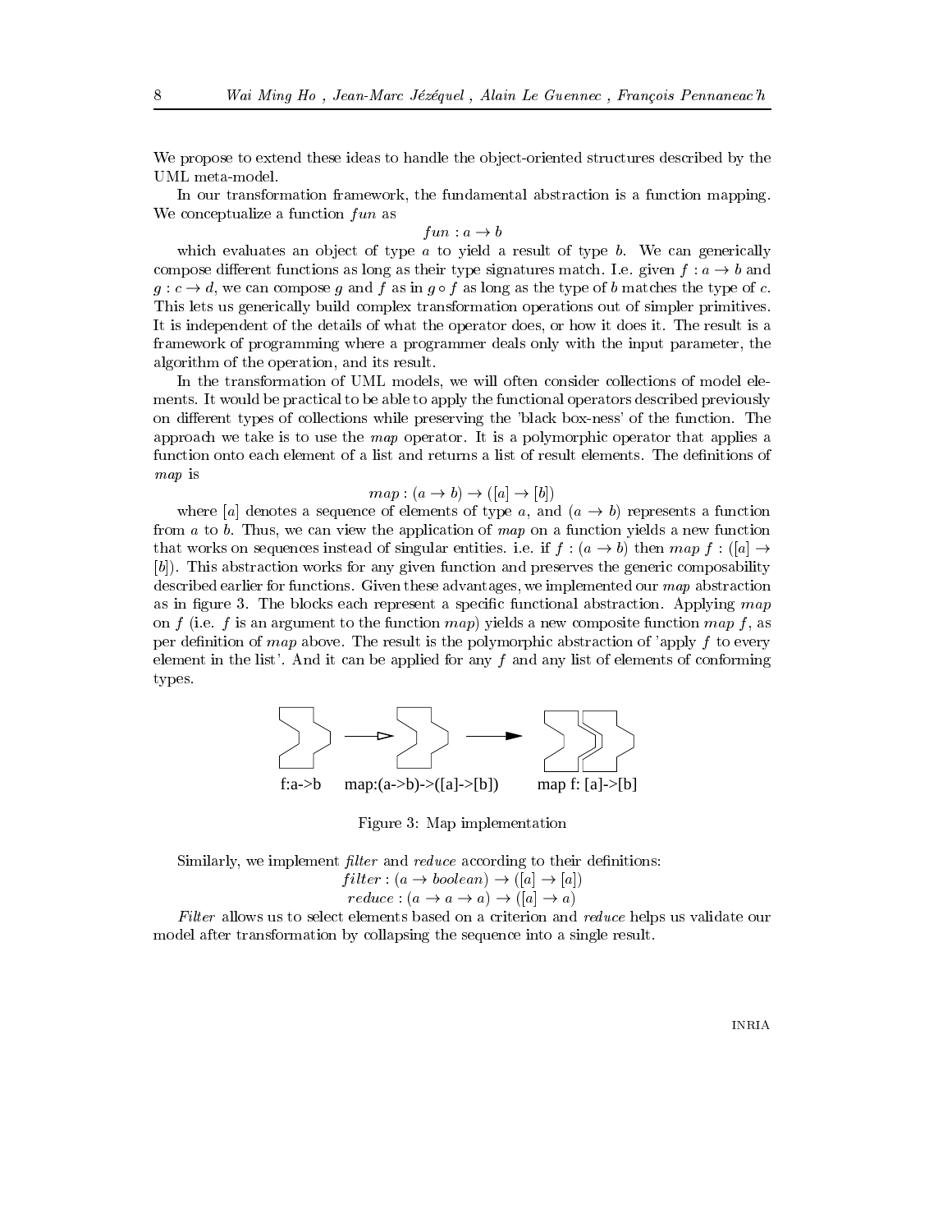We propose to extend these ideas to handle the object-oriented structures described by the UML meta-model.

In our transformation framework, the fundamental abstraction is a function mapping. We conceptualize a function $fun$ as

$$fun : a \rightarrow b$$

which evaluates an object of type $a$ to yield a result of type $b$. We can generically compose different functions as long as their type signatures match. I.e. given $f : a \rightarrow b$ and $g : c \rightarrow d$, we can compose $g$ and $f$ as in $g \circ f$ as long as the type of $b$ matches the type of $c$. This lets us generically build complex transformation operations out of simpler primitives. It is independent of the details of what the operator does, or how it does it. The result is a framework of programming where a programmer deals only with the input parameter, the algorithm of the operation, and its result.

In the transformation of UML models, we will often consider collections of model elements. It would be practical to be able to apply the functional operators described previously on different types of collections while preserving the 'black box-ness' of the function. The approach we take is to use the *map* operator. It is a polymorphic operator that applies a function onto each element of a list and returns a list of result elements. The definitions of *map* is

$$map : (a \rightarrow b) \rightarrow ([a] \rightarrow [b])$$

where $[a]$ denotes a sequence of elements of type $a$, and $(a \rightarrow b)$ represents a function from $a$ to $b$. Thus, we can view the application of *map* on a function yields a new function that works on sequences instead of singular entities. i.e. if $f : (a \rightarrow b)$ then $map\ f : ([a] \rightarrow [b])$. This abstraction works for any given function and preserves the generic composability described earlier for functions. Given these advantages, we implemented our *map* abstraction as in figure 3. The blocks each represent a specific functional abstraction. Applying *map* on $f$ (i.e. $f$ is an argument to the function *map*) yields a new composite function $map\ f$, as per definition of *map* above. The result is the polymorphic abstraction of 'apply $f$ to every element in the list'. And it can be applied for any $f$ and any list of elements of conforming types.

f:a->b    map:(a->b)->([a]->[b])    map f: [a]->[b]

Figure 3: Map implementation

Similarly, we implement *filter* and *reduce* according to their definitions:

$$filter : (a \rightarrow boolean) \rightarrow ([a] \rightarrow [a])$$
$$reduce : (a \rightarrow a \rightarrow a) \rightarrow ([a] \rightarrow a)$$

*Filter* allows us to select elements based on a criterion and *reduce* helps us validate our model after transformation by collapsing the sequence into a single result.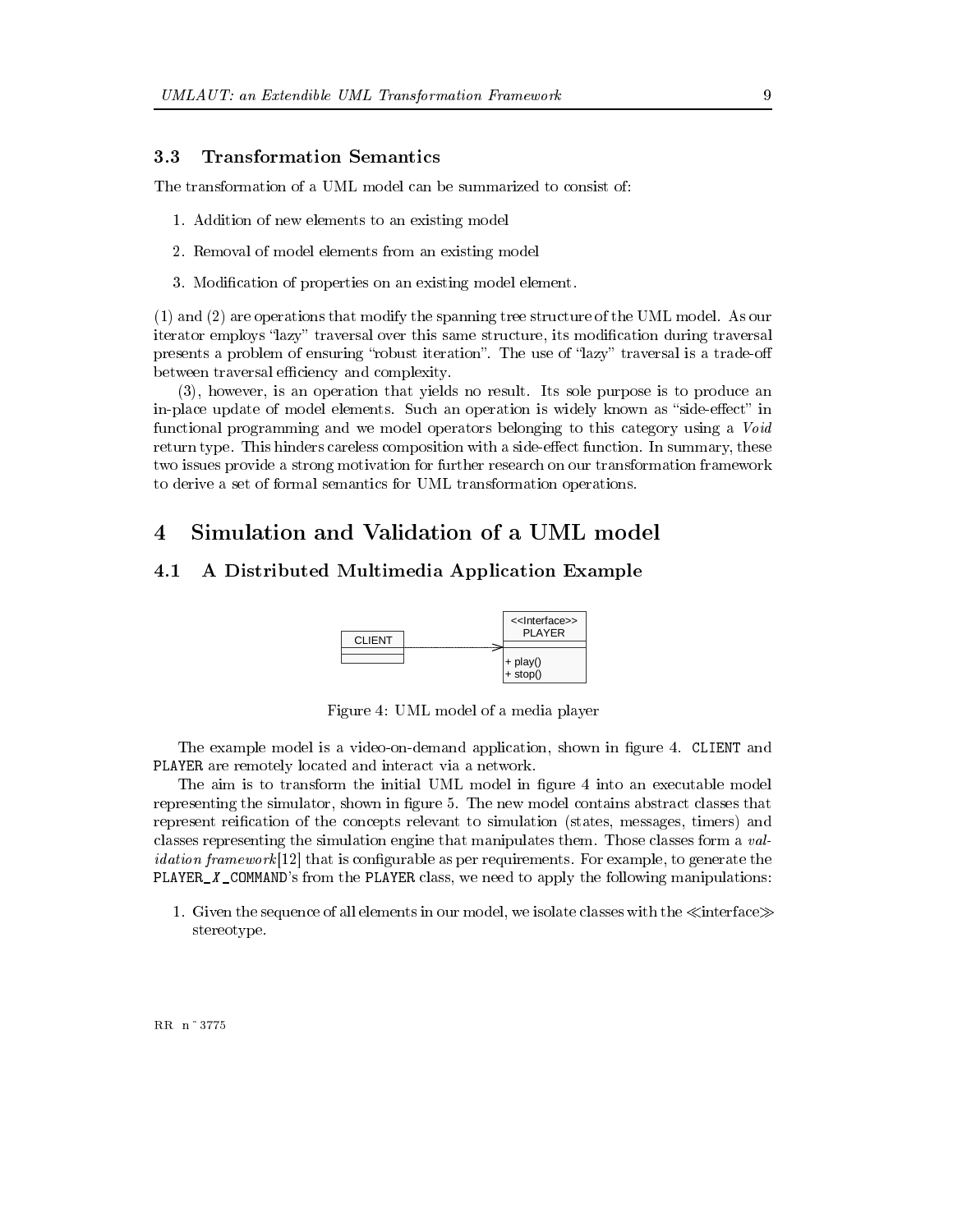### 3.3 Transformation Semantics

The transformation of a UML model can be summarized to consist of:

1. Addition of new elements to an existing model
2. Removal of model elements from an existing model
3. Modification of properties on an existing model element.

(1) and (2) are operations that modify the spanning tree structure of the UML model. As our iterator employs "lazy" traversal over this same structure, its modification during traversal presents a problem of ensuring "robust iteration". The use of "lazy" traversal is a trade-off between traversal efficiency and complexity.

(3), however, is an operation that yields no result. Its sole purpose is to produce an in-place update of model elements. Such an operation is widely known as "side-effect" in functional programming and we model operators belonging to this category using a *Void* return type. This hinders careless composition with a side-effect function. In summary, these two issues provide a strong motivation for further research on our transformation framework to derive a set of formal semantics for UML transformation operations.

# 4 Simulation and Validation of a UML model

## 4.1 A Distributed Multimedia Application Example

Figure 4: UML model of a media player

The example model is a video-on-demand application, shown in figure 4. `CLIENT` and `PLAYER` are remotely located and interact via a network.

The aim is to transform the initial UML model in figure 4 into an executable model representing the simulator, shown in figure 5. The new model contains abstract classes that represent reification of the concepts relevant to simulation (states, messages, timers) and classes representing the simulation engine that manipulates them. Those classes form a *validation framework*[12] that is configurable as per requirements. For example, to generate the `PLAYER_`*X*`_COMMAND`'s from the `PLAYER` class, we need to apply the following manipulations:

1. Given the sequence of all elements in our model, we isolate classes with the ≪interface≫ stereotype.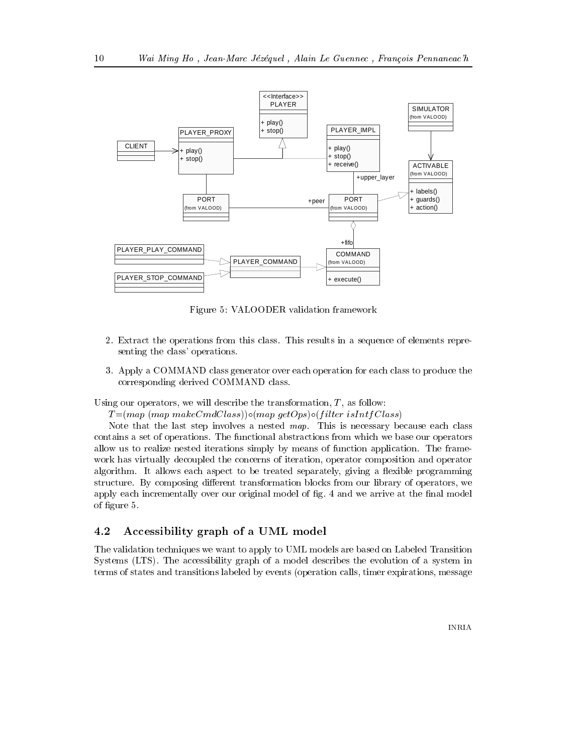Figure 5: VALOODER validation framework

2. Extract the operations from this class. This results in a sequence of elements representing the class' operations.

3. Apply a COMMAND class generator over each operation for each class to produce the corresponding derived COMMAND class.

Using our operators, we will describe the transformation, $T$, as follow:

$T$=$(map\ (map\ makeCmdClass))\circ(map\ getOps)\circ(filter\ isIntfClass)$

Note that the last step involves a nested *map*. This is necessary because each class contains a set of operations. The functional abstractions from which we base our operators allow us to realize nested iterations simply by means of function application. The framework has virtually decoupled the concerns of iteration, operator composition and operator algorithm. It allows each aspect to be treated separately, giving a flexible programming structure. By composing different transformation blocks from our library of operators, we apply each incrementally over our original model of fig. 4 and we arrive at the final model of figure 5.

## 4.2 Accessibility graph of a UML model

The validation techniques we want to apply to UML models are based on Labeled Transition Systems (LTS). The accessibility graph of a model describes the evolution of a system in terms of states and transitions labeled by events (operation calls, timer expirations, message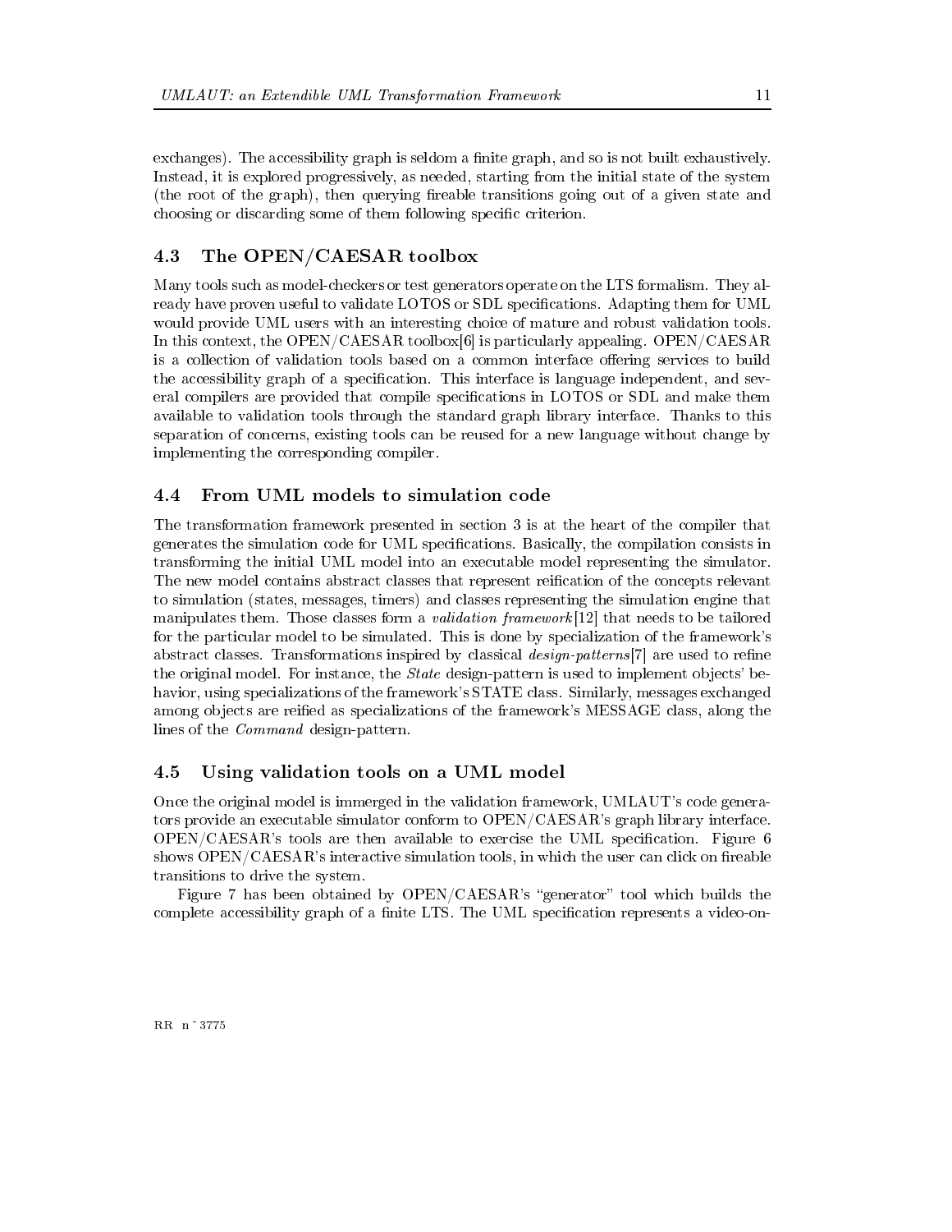exchanges). The accessibility graph is seldom a finite graph, and so is not built exhaustively. Instead, it is explored progressively, as needed, starting from the initial state of the system (the root of the graph), then querying fireable transitions going out of a given state and choosing or discarding some of them following specific criterion.

## 4.3 The OPEN/CAESAR toolbox

Many tools such as model-checkers or test generators operate on the LTS formalism. They already have proven useful to validate LOTOS or SDL specifications. Adapting them for UML would provide UML users with an interesting choice of mature and robust validation tools. In this context, the OPEN/CAESAR toolbox[6] is particularly appealing. OPEN/CAESAR is a collection of validation tools based on a common interface offering services to build the accessibility graph of a specification. This interface is language independent, and several compilers are provided that compile specifications in LOTOS or SDL and make them available to validation tools through the standard graph library interface. Thanks to this separation of concerns, existing tools can be reused for a new language without change by implementing the corresponding compiler.

## 4.4 From UML models to simulation code

The transformation framework presented in section 3 is at the heart of the compiler that generates the simulation code for UML specifications. Basically, the compilation consists in transforming the initial UML model into an executable model representing the simulator. The new model contains abstract classes that represent reification of the concepts relevant to simulation (states, messages, timers) and classes representing the simulation engine that manipulates them. Those classes form a *validation framework*[12] that needs to be tailored for the particular model to be simulated. This is done by specialization of the framework's abstract classes. Transformations inspired by classical *design-patterns*[7] are used to refine the original model. For instance, the *State* design-pattern is used to implement objects' behavior, using specializations of the framework's STATE class. Similarly, messages exchanged among objects are reified as specializations of the framework's MESSAGE class, along the lines of the *Command* design-pattern.

## 4.5 Using validation tools on a UML model

Once the original model is immerged in the validation framework, UMLAUT's code generators provide an executable simulator conform to OPEN/CAESAR's graph library interface. OPEN/CAESAR's tools are then available to exercise the UML specification. Figure 6 shows OPEN/CAESAR's interactive simulation tools, in which the user can click on fireable transitions to drive the system.

Figure 7 has been obtained by OPEN/CAESAR's "generator" tool which builds the complete accessibility graph of a finite LTS. The UML specification represents a video-on-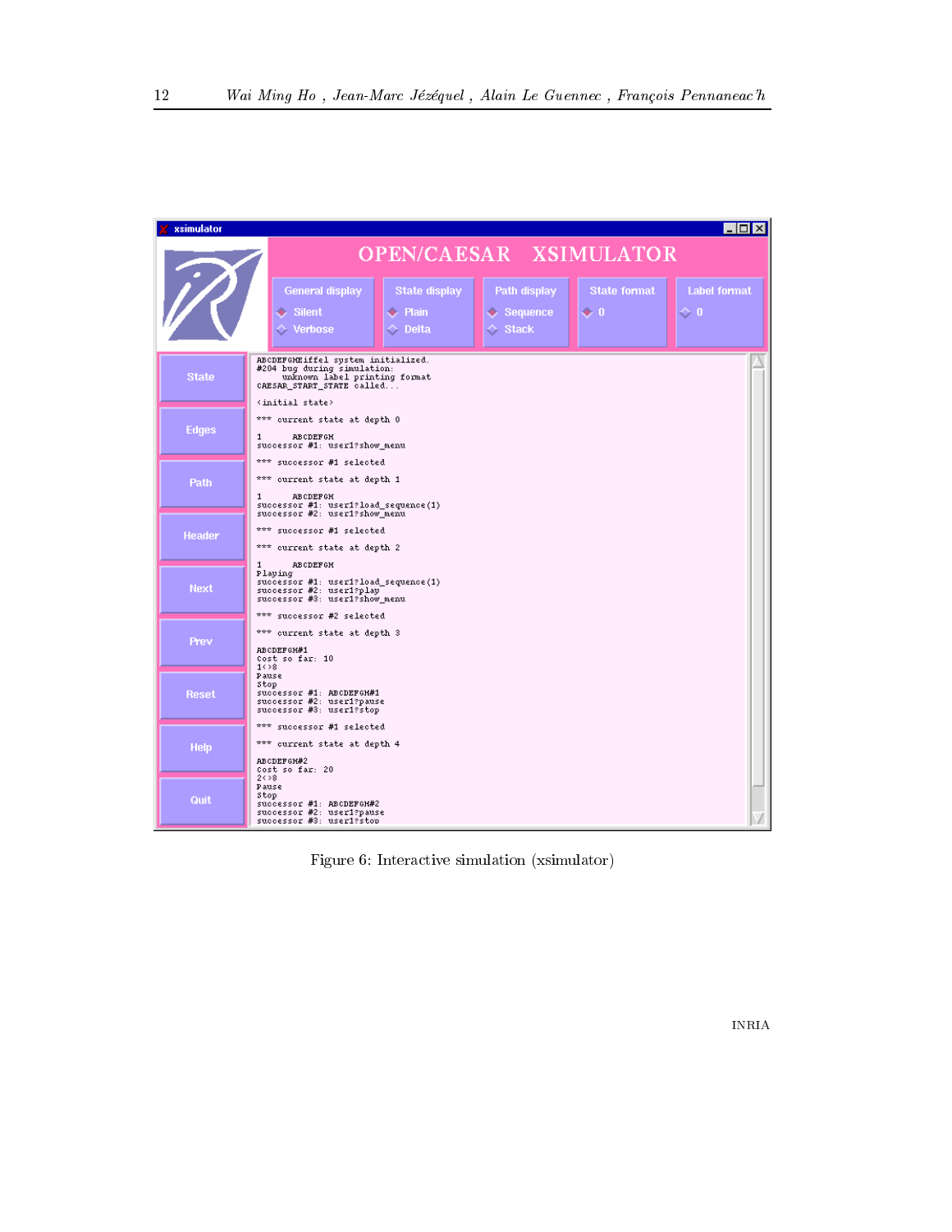Figure 6: Interactive simulation (xsimulator)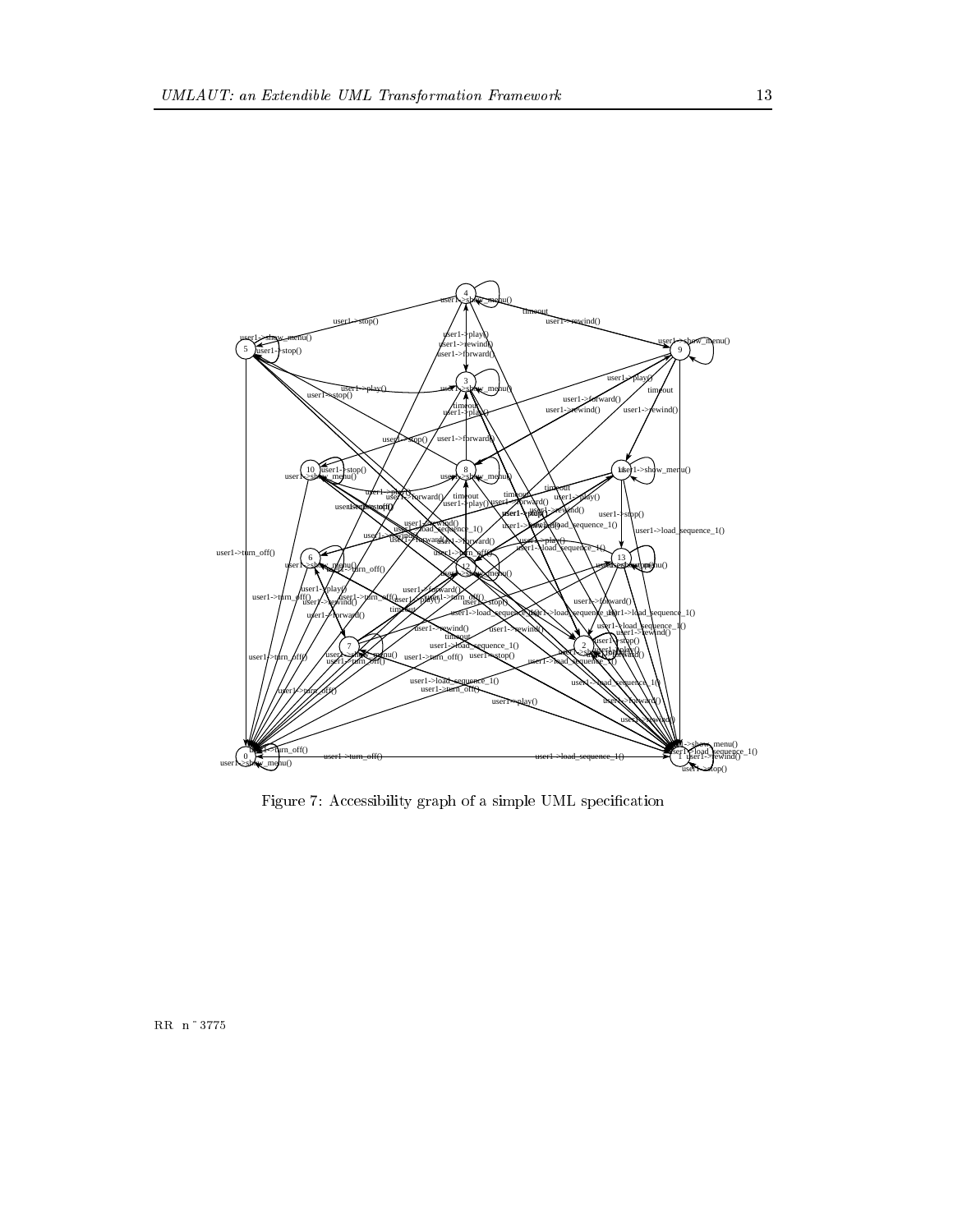Figure 7: Accessibility graph of a simple UML specification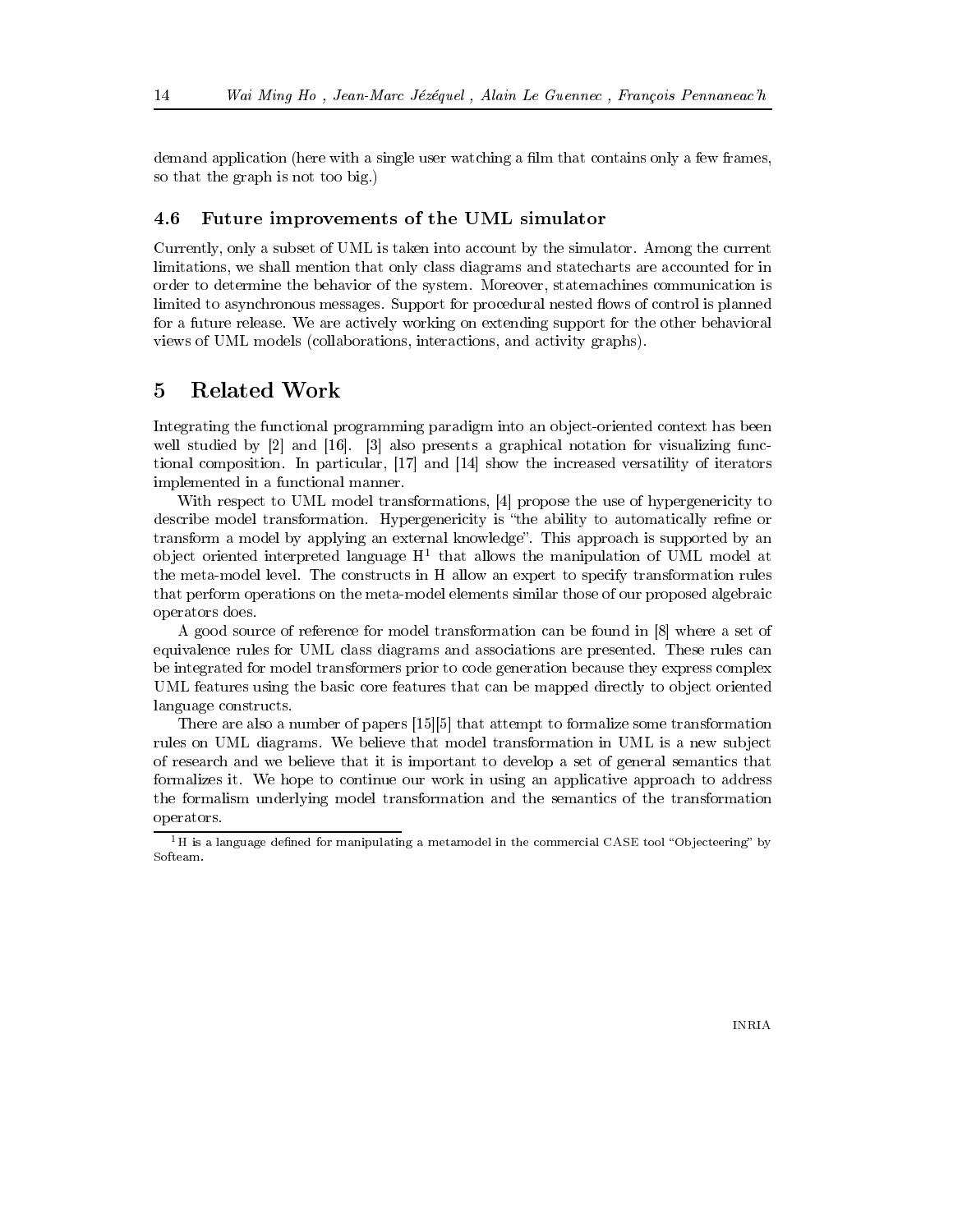demand application (here with a single user watching a film that contains only a few frames, so that the graph is not too big.)

### 4.6 Future improvements of the UML simulator

Currently, only a subset of UML is taken into account by the simulator. Among the current limitations, we shall mention that only class diagrams and statecharts are accounted for in order to determine the behavior of the system. Moreover, statemachines communication is limited to asynchronous messages. Support for procedural nested flows of control is planned for a future release. We are actively working on extending support for the other behavioral views of UML models (collaborations, interactions, and activity graphs).

## 5 Related Work

Integrating the functional programming paradigm into an object-oriented context has been well studied by [2] and [16]. [3] also presents a graphical notation for visualizing functional composition. In particular, [17] and [14] show the increased versatility of iterators implemented in a functional manner.

With respect to UML model transformations, [4] propose the use of hypergenericity to describe model transformation. Hypergenericity is "the ability to automatically refine or transform a model by applying an external knowledge". This approach is supported by an object oriented interpreted language H[1] that allows the manipulation of UML model at the meta-model level. The constructs in H allow an expert to specify transformation rules that perform operations on the meta-model elements similar those of our proposed algebraic operators does.

A good source of reference for model transformation can be found in [8] where a set of equivalence rules for UML class diagrams and associations are presented. These rules can be integrated for model transformers prior to code generation because they express complex UML features using the basic core features that can be mapped directly to object oriented language constructs.

There are also a number of papers [15][5] that attempt to formalize some transformation rules on UML diagrams. We believe that model transformation in UML is a new subject of research and we believe that it is important to develop a set of general semantics that formalizes it. We hope to continue our work in using an applicative approach to address the formalism underlying model transformation and the semantics of the transformation operators.

[1] H is a language defined for manipulating a metamodel in the commercial CASE tool "Objecteering" by Softeam.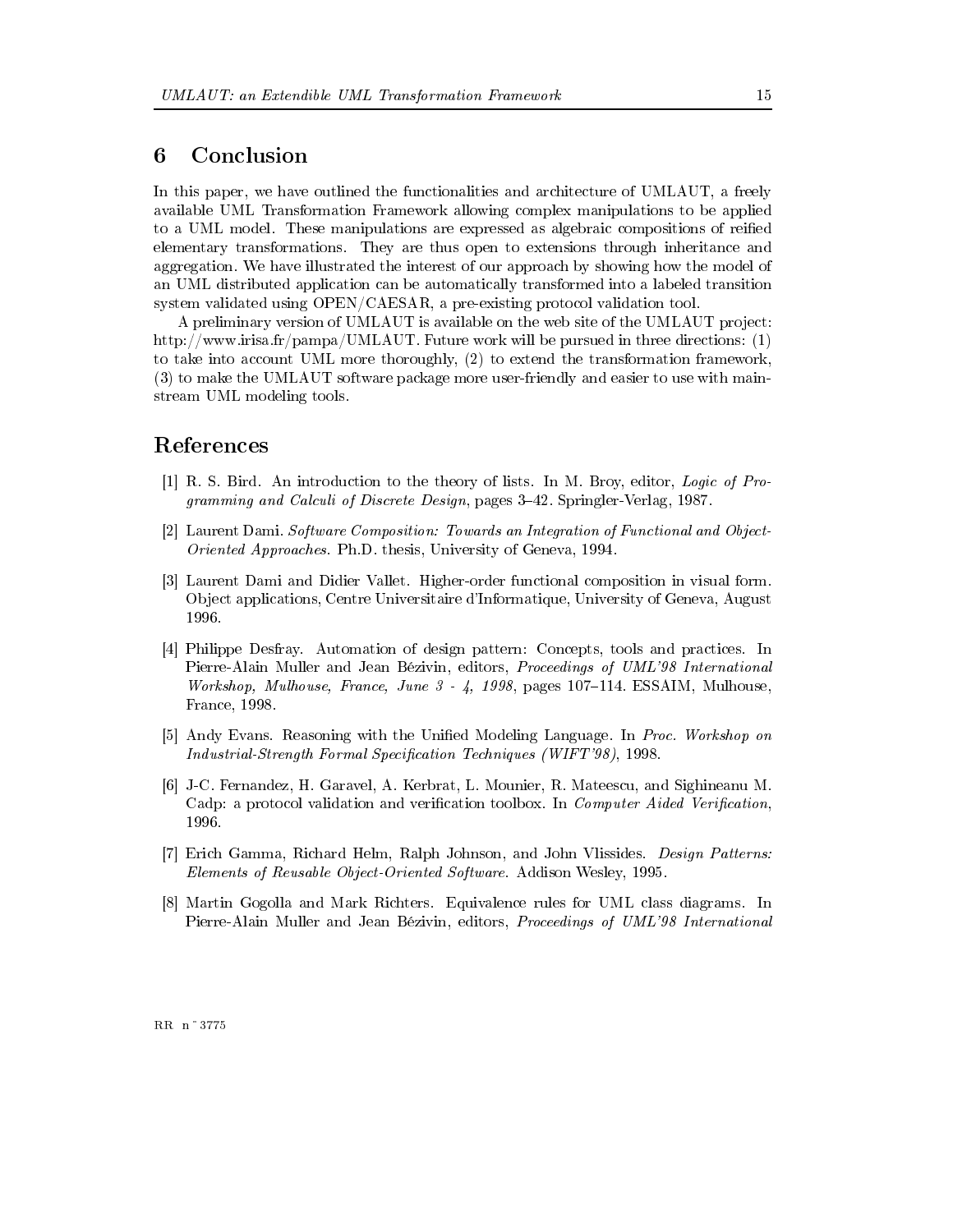## 6 Conclusion

In this paper, we have outlined the functionalities and architecture of UMLAUT, a freely available UML Transformation Framework allowing complex manipulations to be applied to a UML model. These manipulations are expressed as algebraic compositions of reified elementary transformations. They are thus open to extensions through inheritance and aggregation. We have illustrated the interest of our approach by showing how the model of an UML distributed application can be automatically transformed into a labeled transition system validated using OPEN/CAESAR, a pre-existing protocol validation tool.

A preliminary version of UMLAUT is available on the web site of the UMLAUT project: http://www.irisa.fr/pampa/UMLAUT. Future work will be pursued in three directions: (1) to take into account UML more thoroughly, (2) to extend the transformation framework, (3) to make the UMLAUT software package more user-friendly and easier to use with mainstream UML modeling tools.

## References

[1] R. S. Bird. An introduction to the theory of lists. In M. Broy, editor, *Logic of Programming and Calculi of Discrete Design*, pages 3–42. Springler-Verlag, 1987.

[2] Laurent Dami. *Software Composition: Towards an Integration of Functional and Object-Oriented Approaches*. Ph.D. thesis, University of Geneva, 1994.

[3] Laurent Dami and Didier Vallet. Higher-order functional composition in visual form. Object applications, Centre Universitaire d'Informatique, University of Geneva, August 1996.

[4] Philippe Desfray. Automation of design pattern: Concepts, tools and practices. In Pierre-Alain Muller and Jean Bézivin, editors, *Proceedings of UML'98 International Workshop, Mulhouse, France, June 3 - 4, 1998*, pages 107–114. ESSAIM, Mulhouse, France, 1998.

[5] Andy Evans. Reasoning with the Unified Modeling Language. In *Proc. Workshop on Industrial-Strength Formal Specification Techniques (WIFT'98)*, 1998.

[6] J-C. Fernandez, H. Garavel, A. Kerbrat, L. Mounier, R. Mateescu, and Sighineanu M. Cadp: a protocol validation and verification toolbox. In *Computer Aided Verification*, 1996.

[7] Erich Gamma, Richard Helm, Ralph Johnson, and John Vlissides. *Design Patterns: Elements of Reusable Object-Oriented Software*. Addison Wesley, 1995.

[8] Martin Gogolla and Mark Richters. Equivalence rules for UML class diagrams. In Pierre-Alain Muller and Jean Bézivin, editors, *Proceedings of UML'98 International*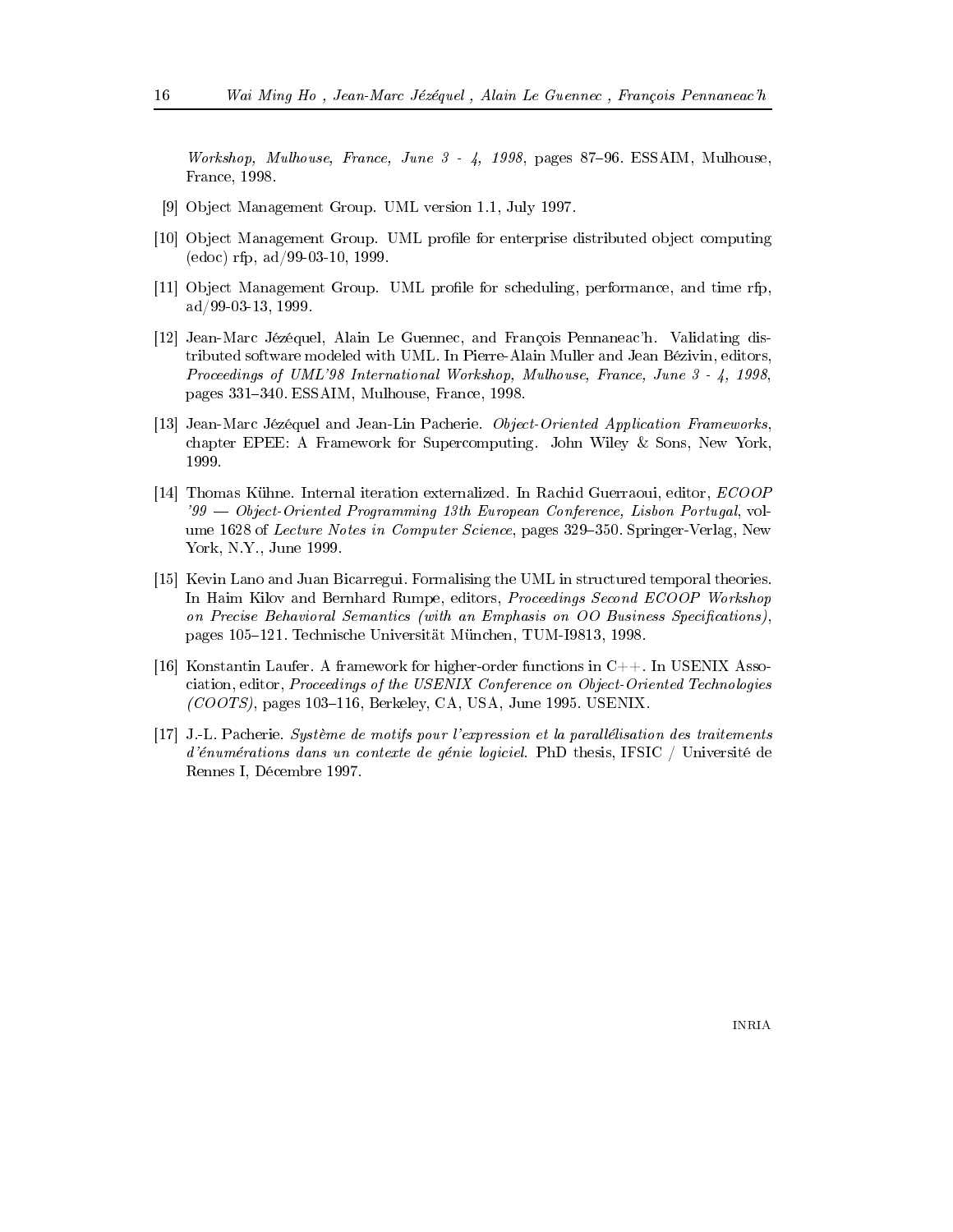*Workshop, Mulhouse, France, June 3 - 4, 1998*, pages 87–96. ESSAIM, Mulhouse, France, 1998.

[9] Object Management Group. UML version 1.1, July 1997.

[10] Object Management Group. UML profile for enterprise distributed object computing (edoc) rfp, ad/99-03-10, 1999.

[11] Object Management Group. UML profile for scheduling, performance, and time rfp, ad/99-03-13, 1999.

[12] Jean-Marc Jézéquel, Alain Le Guennec, and François Pennaneac'h. Validating distributed software modeled with UML. In Pierre-Alain Muller and Jean Bézivin, editors, *Proceedings of UML'98 International Workshop, Mulhouse, France, June 3 - 4, 1998*, pages 331–340. ESSAIM, Mulhouse, France, 1998.

[13] Jean-Marc Jézéquel and Jean-Lin Pacherie. *Object-Oriented Application Frameworks*, chapter EPEE: A Framework for Supercomputing. John Wiley & Sons, New York, 1999.

[14] Thomas Kühne. Internal iteration externalized. In Rachid Guerraoui, editor, *ECOOP '99 — Object-Oriented Programming 13th European Conference, Lisbon Portugal*, volume 1628 of *Lecture Notes in Computer Science*, pages 329–350. Springer-Verlag, New York, N.Y., June 1999.

[15] Kevin Lano and Juan Bicarregui. Formalising the UML in structured temporal theories. In Haim Kilov and Bernhard Rumpe, editors, *Proceedings Second ECOOP Workshop on Precise Behavioral Semantics (with an Emphasis on OO Business Specifications)*, pages 105–121. Technische Universität München, TUM-I9813, 1998.

[16] Konstantin Laufer. A framework for higher-order functions in C++. In USENIX Association, editor, *Proceedings of the USENIX Conference on Object-Oriented Technologies (COOTS)*, pages 103–116, Berkeley, CA, USA, June 1995. USENIX.

[17] J.-L. Pacherie. *Système de motifs pour l'expression et la parallélisation des traitements d'énumérations dans un contexte de génie logiciel*. PhD thesis, IFSIC / Université de Rennes I, Décembre 1997.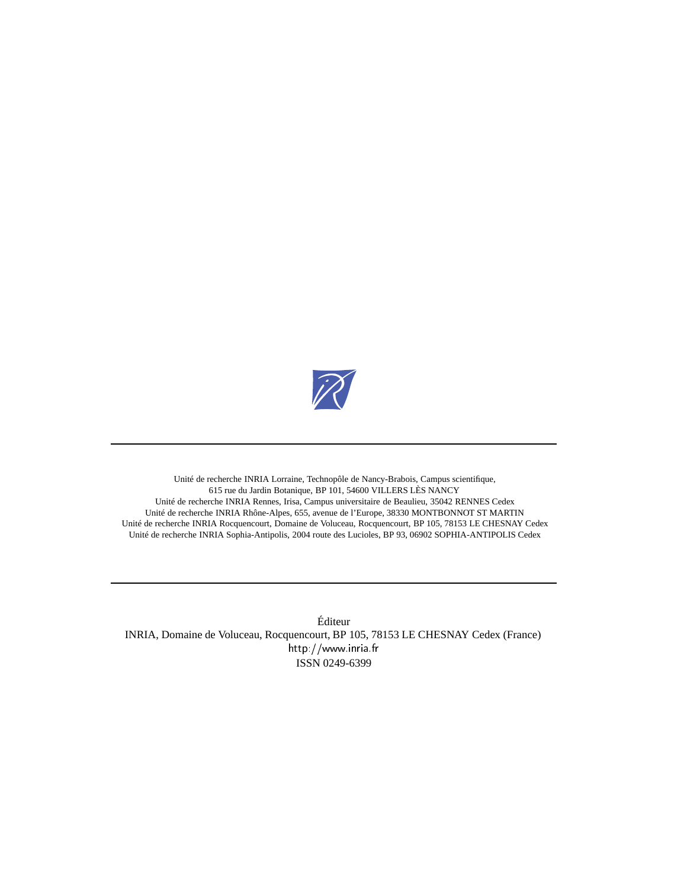Unité de recherche INRIA Lorraine, Technopôle de Nancy-Brabois, Campus scientifique,
615 rue du Jardin Botanique, BP 101, 54600 VILLERS LÈS NANCY
Unité de recherche INRIA Rennes, Irisa, Campus universitaire de Beaulieu, 35042 RENNES Cedex
Unité de recherche INRIA Rhône-Alpes, 655, avenue de l'Europe, 38330 MONTBONNOT ST MARTIN
Unité de recherche INRIA Rocquencourt, Domaine de Voluceau, Rocquencourt, BP 105, 78153 LE CHESNAY Cedex
Unité de recherche INRIA Sophia-Antipolis, 2004 route des Lucioles, BP 93, 06902 SOPHIA-ANTIPOLIS Cedex

---

Éditeur
INRIA, Domaine de Voluceau, Rocquencourt, BP 105, 78153 LE CHESNAY Cedex (France)
http://www.inria.fr
ISSN 0249-6399